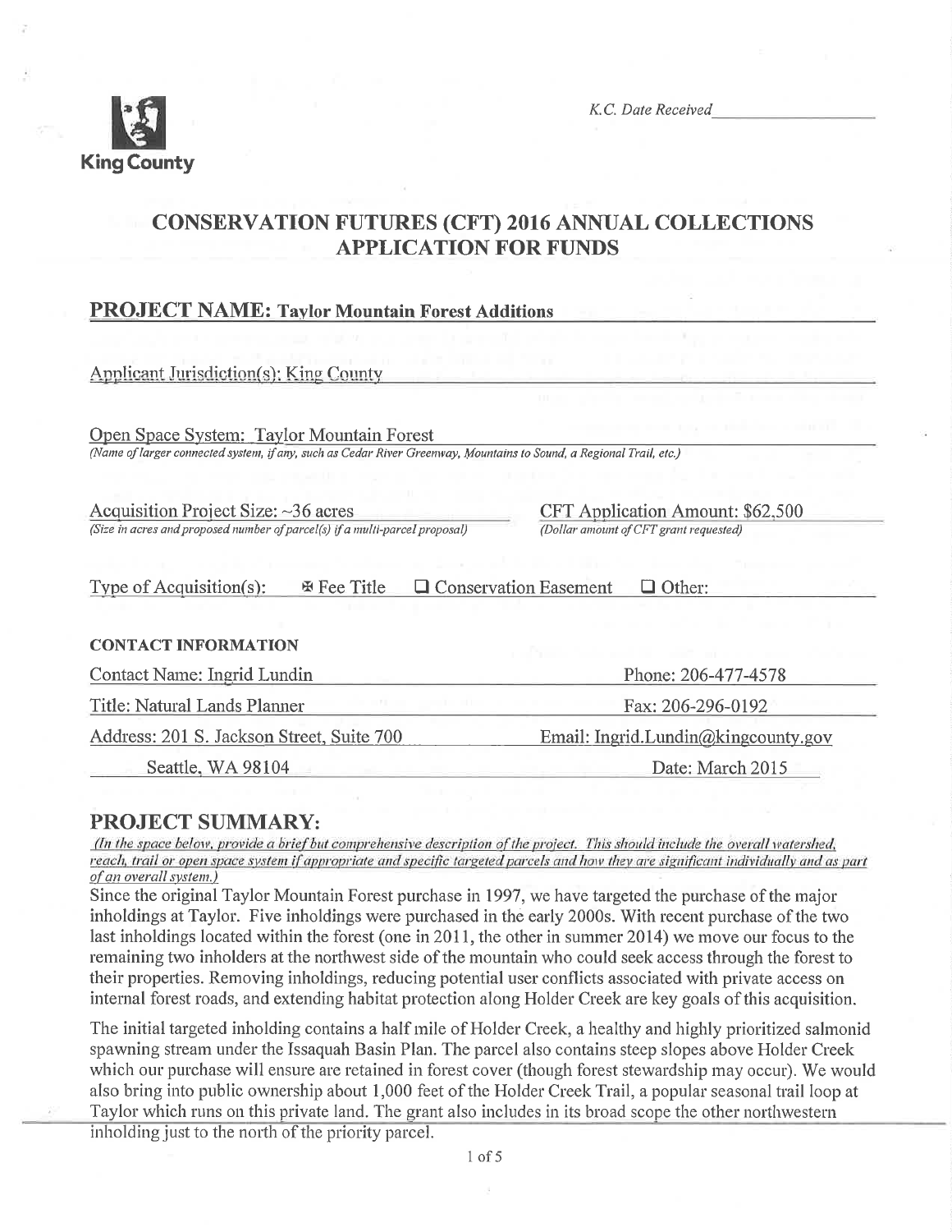King County

K.C. Date Received___________________

# CONSERVATION FUTURES (CFT) 2016 ANNUAL COLLECTIONS APPLICATION FOR FUNDS

## PROJECT NAME: Taylor Mountain Forest Additions

Applicant Jurisdiction(s): King County

Open Space System: Taylor Mountain Forest
*(Name of larger connected system, if any, such as Cedar River Greenway, Mountains to Sound, a Regional Trail, etc.)*

Acquisition Project Size: ~36 acres
*(Size in acres and proposed number of parcel(s) if a multi-parcel proposal)*

CFT Application Amount: $62,500
*(Dollar amount of CFT grant requested)*

Type of Acquisition(s): ☒ Fee Title ☐ Conservation Easement ☐ Other:

**CONTACT INFORMATION**

Contact Name: Ingrid Lundin
Phone: 206-477-4578

Title: Natural Lands Planner
Fax: 206-296-0192

Address: 201 S. Jackson Street, Suite 700
Seattle, WA 98104

Email: Ingrid.Lundin@kingcounty.gov

Date: March 2015

## PROJECT SUMMARY:

*(In the space below, provide a brief but comprehensive description of the project. This should include the overall watershed, reach, trail or open space system if appropriate and specific targeted parcels and how they are significant individually and as part of an overall system.)*

Since the original Taylor Mountain Forest purchase in 1997, we have targeted the purchase of the major inholdings at Taylor. Five inholdings were purchased in the early 2000s. With recent purchase of the two last inholdings located within the forest (one in 2011, the other in summer 2014) we move our focus to the remaining two inholders at the northwest side of the mountain who could seek access through the forest to their properties. Removing inholdings, reducing potential user conflicts associated with private access on internal forest roads, and extending habitat protection along Holder Creek are key goals of this acquisition.

The initial targeted inholding contains a half mile of Holder Creek, a healthy and highly prioritized salmonid spawning stream under the Issaquah Basin Plan. The parcel also contains steep slopes above Holder Creek which our purchase will ensure are retained in forest cover (though forest stewardship may occur). We would also bring into public ownership about 1,000 feet of the Holder Creek Trail, a popular seasonal trail loop at Taylor which runs on this private land. The grant also includes in its broad scope the other northwestern inholding just to the north of the priority parcel.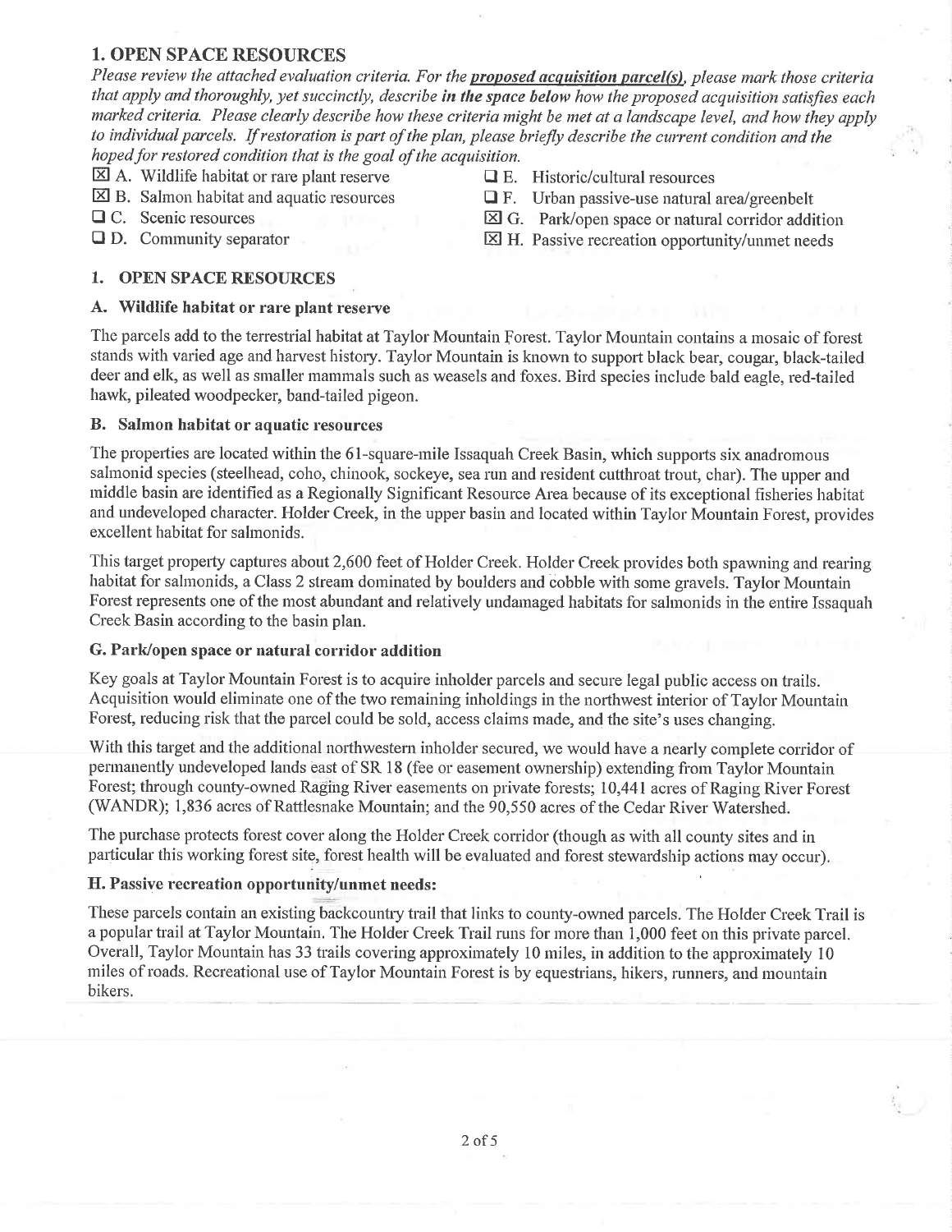## 1. OPEN SPACE RESOURCES

*Please review the attached evaluation criteria. For the* ***proposed acquisition parcel(s)****, please mark those criteria that apply and thoroughly, yet succinctly, describe* ***in the space below*** *how the proposed acquisition satisfies each marked criteria. Please clearly describe how these criteria might be met at a landscape level, and how they apply to individual parcels. If restoration is part of the plan, please briefly describe the current condition and the hoped for restored condition that is the goal of the acquisition.*

- ☒ A. Wildlife habitat or rare plant reserve
- ☒ B. Salmon habitat and aquatic resources
- ☐ C. Scenic resources
- ☐ D. Community separator
- ☐ E. Historic/cultural resources
- ☐ F. Urban passive-use natural area/greenbelt
- ☒ G. Park/open space or natural corridor addition
- ☒ H. Passive recreation opportunity/unmet needs

## 1. OPEN SPACE RESOURCES

### A. Wildlife habitat or rare plant reserve

The parcels add to the terrestrial habitat at Taylor Mountain Forest. Taylor Mountain contains a mosaic of forest stands with varied age and harvest history. Taylor Mountain is known to support black bear, cougar, black-tailed deer and elk, as well as smaller mammals such as weasels and foxes. Bird species include bald eagle, red-tailed hawk, pileated woodpecker, band-tailed pigeon.

### B. Salmon habitat or aquatic resources

The properties are located within the 61-square-mile Issaquah Creek Basin, which supports six anadromous salmonid species (steelhead, coho, chinook, sockeye, sea run and resident cutthroat trout, char). The upper and middle basin are identified as a Regionally Significant Resource Area because of its exceptional fisheries habitat and undeveloped character. Holder Creek, in the upper basin and located within Taylor Mountain Forest, provides excellent habitat for salmonids.

This target property captures about 2,600 feet of Holder Creek. Holder Creek provides both spawning and rearing habitat for salmonids, a Class 2 stream dominated by boulders and cobble with some gravels. Taylor Mountain Forest represents one of the most abundant and relatively undamaged habitats for salmonids in the entire Issaquah Creek Basin according to the basin plan.

### G. Park/open space or natural corridor addition

Key goals at Taylor Mountain Forest is to acquire inholder parcels and secure legal public access on trails. Acquisition would eliminate one of the two remaining inholdings in the northwest interior of Taylor Mountain Forest, reducing risk that the parcel could be sold, access claims made, and the site's uses changing.

With this target and the additional northwestern inholder secured, we would have a nearly complete corridor of permanently undeveloped lands east of SR 18 (fee or easement ownership) extending from Taylor Mountain Forest; through county-owned Raging River easements on private forests; 10,441 acres of Raging River Forest (WANDR); 1,836 acres of Rattlesnake Mountain; and the 90,550 acres of the Cedar River Watershed.

The purchase protects forest cover along the Holder Creek corridor (though as with all county sites and in particular this working forest site, forest health will be evaluated and forest stewardship actions may occur).

### H. Passive recreation opportunity/unmet needs:

These parcels contain an existing backcountry trail that links to county-owned parcels. The Holder Creek Trail is a popular trail at Taylor Mountain. The Holder Creek Trail runs for more than 1,000 feet on this private parcel. Overall, Taylor Mountain has 33 trails covering approximately 10 miles, in addition to the approximately 10 miles of roads. Recreational use of Taylor Mountain Forest is by equestrians, hikers, runners, and mountain bikers.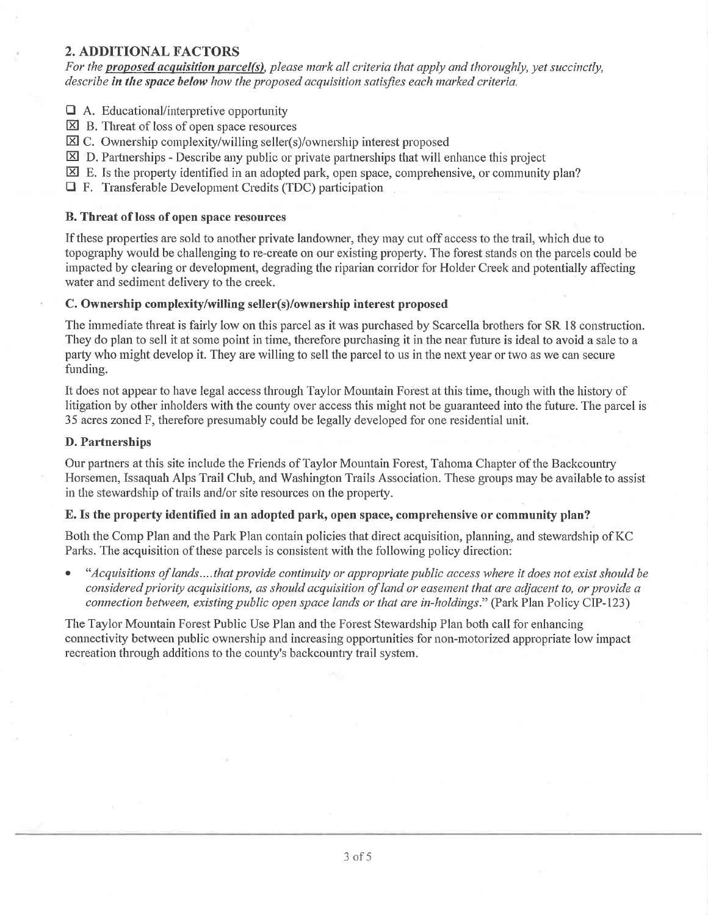## 2. ADDITIONAL FACTORS

*For the **proposed acquisition parcel(s)**, please mark all criteria that apply and thoroughly, yet succinctly, describe **in the space below** how the proposed acquisition satisfies each marked criteria.*

- ☐ A. Educational/interpretive opportunity
- ☒ B. Threat of loss of open space resources
- ☒ C. Ownership complexity/willing seller(s)/ownership interest proposed
- ☒ D. Partnerships - Describe any public or private partnerships that will enhance this project
- ☒ E. Is the property identified in an adopted park, open space, comprehensive, or community plan?
- ☐ F. Transferable Development Credits (TDC) participation

### B. Threat of loss of open space resources

If these properties are sold to another private landowner, they may cut off access to the trail, which due to topography would be challenging to re-create on our existing property. The forest stands on the parcels could be impacted by clearing or development, degrading the riparian corridor for Holder Creek and potentially affecting water and sediment delivery to the creek.

### C. Ownership complexity/willing seller(s)/ownership interest proposed

The immediate threat is fairly low on this parcel as it was purchased by Scarcella brothers for SR 18 construction. They do plan to sell it at some point in time, therefore purchasing it in the near future is ideal to avoid a sale to a party who might develop it. They are willing to sell the parcel to us in the next year or two as we can secure funding.

It does not appear to have legal access through Taylor Mountain Forest at this time, though with the history of litigation by other inholders with the county over access this might not be guaranteed into the future. The parcel is 35 acres zoned F, therefore presumably could be legally developed for one residential unit.

### D. Partnerships

Our partners at this site include the Friends of Taylor Mountain Forest, Tahoma Chapter of the Backcountry Horsemen, Issaquah Alps Trail Club, and Washington Trails Association. These groups may be available to assist in the stewardship of trails and/or site resources on the property.

### E. Is the property identified in an adopted park, open space, comprehensive or community plan?

Both the Comp Plan and the Park Plan contain policies that direct acquisition, planning, and stewardship of KC Parks. The acquisition of these parcels is consistent with the following policy direction:

- "*Acquisitions of lands....that provide continuity or appropriate public access where it does not exist should be considered priority acquisitions, as should acquisition of land or easement that are adjacent to, or provide a connection between, existing public open space lands or that are in-holdings.*" (Park Plan Policy CIP-123)

The Taylor Mountain Forest Public Use Plan and the Forest Stewardship Plan both call for enhancing connectivity between public ownership and increasing opportunities for non-motorized appropriate low impact recreation through additions to the county's backcountry trail system.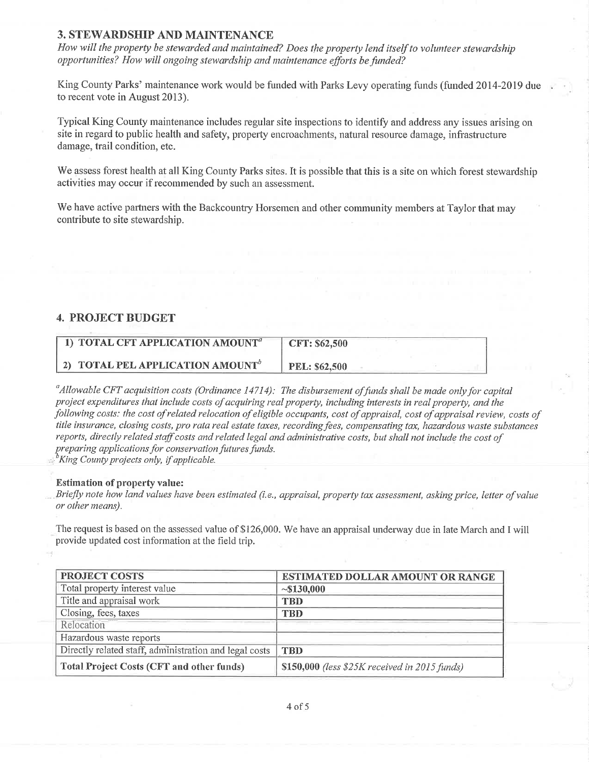## 3. STEWARDSHIP AND MAINTENANCE

*How will the property be stewarded and maintained? Does the property lend itself to volunteer stewardship opportunities? How will ongoing stewardship and maintenance efforts be funded?*

King County Parks' maintenance work would be funded with Parks Levy operating funds (funded 2014-2019 due to recent vote in August 2013).

Typical King County maintenance includes regular site inspections to identify and address any issues arising on site in regard to public health and safety, property encroachments, natural resource damage, infrastructure damage, trail condition, etc.

We assess forest health at all King County Parks sites. It is possible that this is a site on which forest stewardship activities may occur if recommended by such an assessment.

We have active partners with the Backcountry Horsemen and other community members at Taylor that may contribute to site stewardship.

## 4. PROJECT BUDGET

| | |
|---|---|
| **1) TOTAL CFT APPLICATION AMOUNT[a]** | **CFT: $62,500** |
| **2) TOTAL PEL APPLICATION AMOUNT[b]** | **PEL: $62,500** |

[a]*Allowable CFT acquisition costs (Ordinance 14714): The disbursement of funds shall be made only for capital project expenditures that include costs of acquiring real property, including interests in real property, and the following costs: the cost of related relocation of eligible occupants, cost of appraisal, cost of appraisal review, costs of title insurance, closing costs, pro rata real estate taxes, recording fees, compensating tax, hazardous waste substances reports, directly related staff costs and related legal and administrative costs, but shall not include the cost of preparing applications for conservation futures funds.*

[b]*King County projects only, if applicable.*

**Estimation of property value:**

*Briefly note how land values have been estimated (i.e., appraisal, property tax assessment, asking price, letter of value or other means).*

The request is based on the assessed value of $126,000. We have an appraisal underway due in late March and I will provide updated cost information at the field trip.

| PROJECT COSTS | ESTIMATED DOLLAR AMOUNT OR RANGE |
|---|---|
| Total property interest value | **~$130,000** |
| Title and appraisal work | **TBD** |
| Closing, fees, taxes | **TBD** |
| Relocation | |
| Hazardous waste reports | |
| Directly related staff, administration and legal costs | **TBD** |
| **Total Project Costs (CFT and other funds)** | **$150,000** *(less $25K received in 2015 funds)* |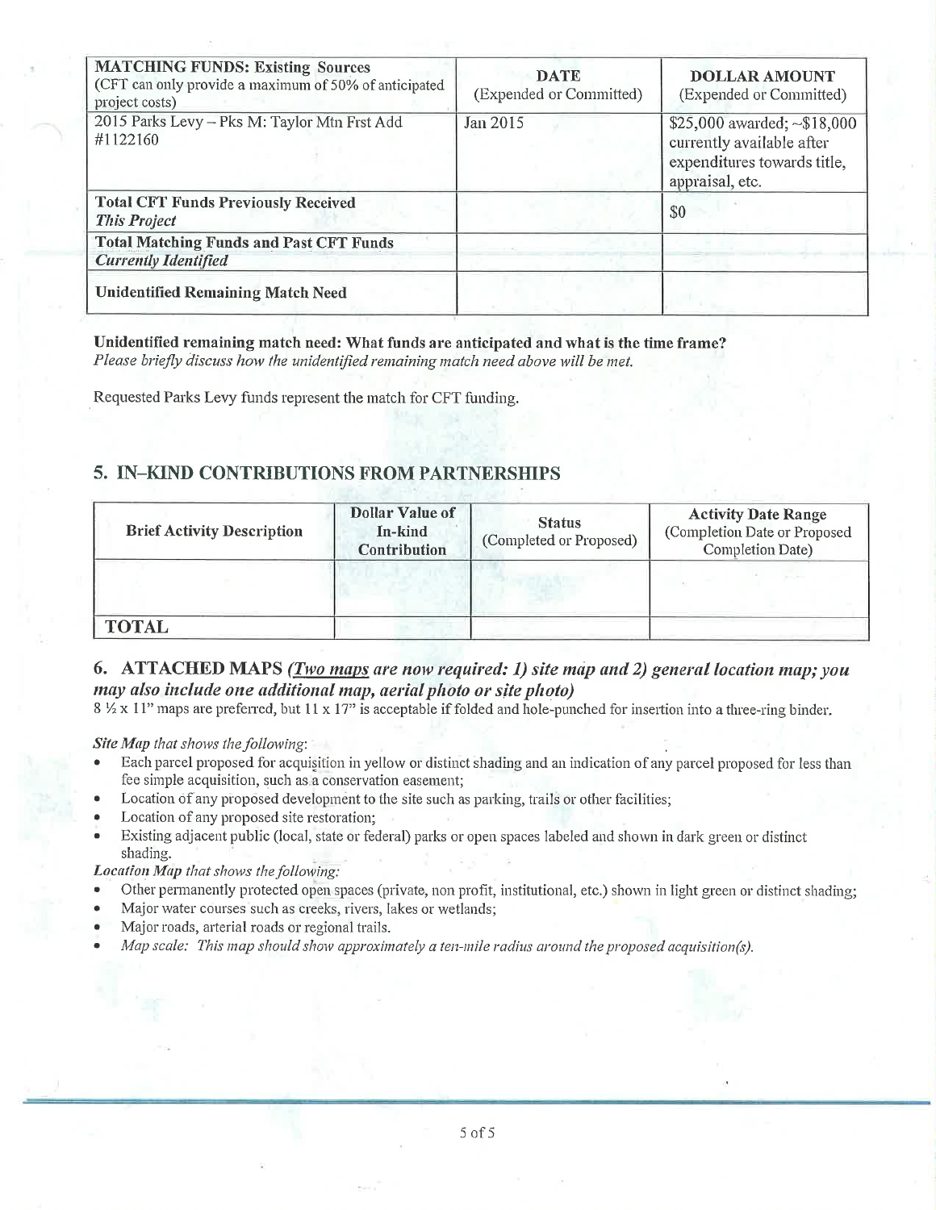| **MATCHING FUNDS: Existing Sources** (CFT can only provide a maximum of 50% of anticipated project costs) | **DATE** (Expended or Committed) | **DOLLAR AMOUNT** (Expended or Committed) |
|---|---|---|
| 2015 Parks Levy – Pks M: Taylor Mtn Frst Add #1122160 | Jan 2015 | $25,000 awarded; ~$18,000 currently available after expenditures towards title, appraisal, etc. |
| **Total CFT Funds Previously Received** ***This Project*** | | $0 |
| **Total Matching Funds and Past CFT Funds** ***Currently Identified*** | | |
| **Unidentified Remaining Match Need** | | |

**Unidentified remaining match need: What funds are anticipated and what is the time frame?**
*Please briefly discuss how the unidentified remaining match need above will be met.*

Requested Parks Levy funds represent the match for CFT funding.

## 5. IN–KIND CONTRIBUTIONS FROM PARTNERSHIPS

| Brief Activity Description | Dollar Value of In-kind Contribution | Status (Completed or Proposed) | Activity Date Range (Completion Date or Proposed Completion Date) |
|---|---|---|---|
| | | | |
| **TOTAL** | | | |

## 6. ATTACHED MAPS *(Two maps are now required: 1) site map and 2) general location map; you may also include one additional map, aerial photo or site photo)*

8 ½ x 11" maps are preferred, but 11 x 17" is acceptable if folded and hole-punched for insertion into a three-ring binder.

***Site Map** that shows the following:*

- Each parcel proposed for acquisition in yellow or distinct shading and an indication of any parcel proposed for less than fee simple acquisition, such as a conservation easement;
- Location of any proposed development to the site such as parking, trails or other facilities;
- Location of any proposed site restoration;
- Existing adjacent public (local, state or federal) parks or open spaces labeled and shown in dark green or distinct shading.

***Location Map** that shows the following:*

- Other permanently protected open spaces (private, non profit, institutional, etc.) shown in light green or distinct shading;
- Major water courses such as creeks, rivers, lakes or wetlands;
- Major roads, arterial roads or regional trails.
- *Map scale: This map should show approximately a ten-mile radius around the proposed acquisition(s).*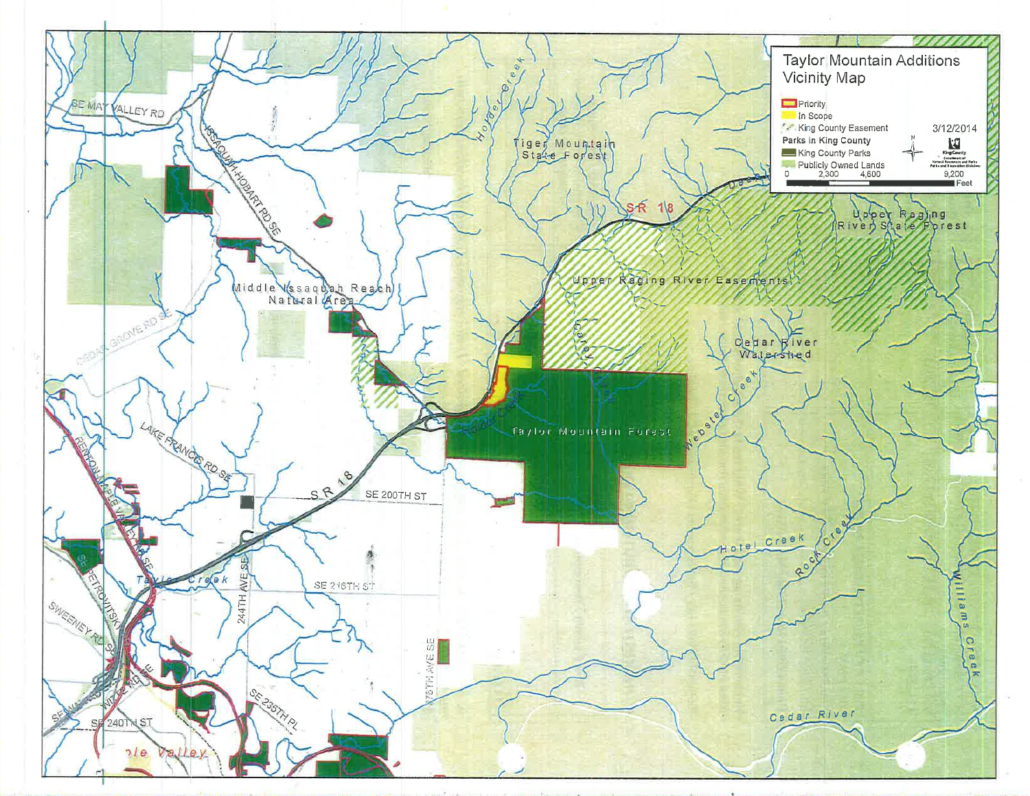# Taylor Mountain Additions Vicinity Map

3/12/2014

- Priority
- In Scope
- King County Easement

**Parks in King County**

- King County Parks
- Publicly Owned Lands

0 2,300 4,600 9,200 Feet

Tiger Mountain State Forest

Upper Raging River State Forest

Upper Raging River Easements

Middle Issaquah Reach Natural Area

Cedar River Watershed

Taylor Mountain Forest

SR 18

SE MAY VALLEY RD

ISSAQUAH-HOBART RD SE

CEDAR GROVE RD SE

LAKE FRANCIS RD SE

RENTON-MAPLE VALLEY RD SE

SE 200TH ST

SE 216TH ST

244TH AVE SE

276TH AVE SE

SE 235TH PL

SE 240TH ST

SE PETROVITSKY RD

SWEENEY RD SE

Holder Creek

Carey Creek

Webster Creek

Hotel Creek

Rock Creek

Williams Creek

Taylor Creek

Cedar River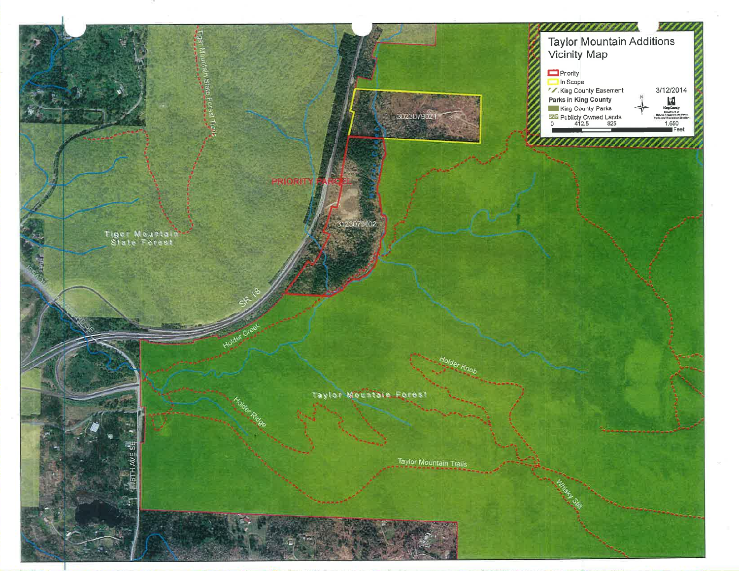# Taylor Mountain Additions Vicinity Map

Prority

In Scope

King County Easement

Parks in King County

King County Parks

Publicly Owned Lands

3/12/2014

0 412.5 825 1,650 Feet

Tiger Mountain State Forest Trails

PRIORITY PARCEL

3023079021

3123079002

Tiger Mountain State Forest

SR 18

Holder Creek

Holder Knob

Taylor Mountain Forest

Holder Ridge

Taylor Mountain Trails

Whisky Still

276TH AVE SE